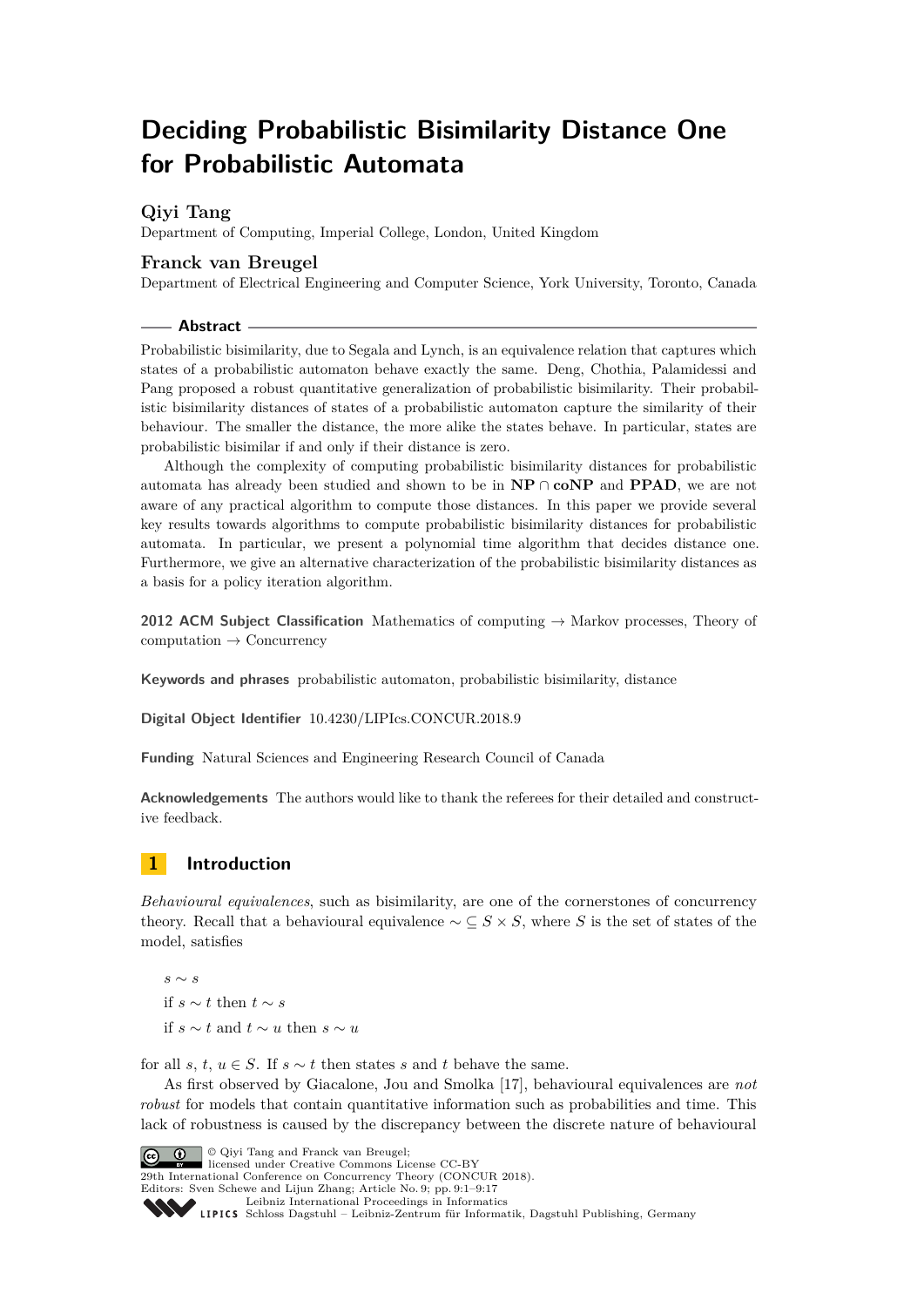# Deciding Probabilistic Bisimilarity Distance One for Probabilistic Automata

**Qiyi Tang**

Department of Computing, Imperial College, London, United Kingdom

**Franck van Breugel**

Department of Electrical Engineering and Computer Science, York University, Toronto, Canada

## Abstract

Probabilistic bisimilarity, due to Segala and Lynch, is an equivalence relation that captures which states of a probabilistic automaton behave exactly the same. Deng, Chothia, Palamidessi and Pang proposed a robust quantitative generalization of probabilistic bisimilarity. Their probabilistic bisimilarity distances of states of a probabilistic automaton capture the similarity of their behaviour. The smaller the distance, the more alike the states behave. In particular, states are probabilistic bisimilar if and only if their distance is zero.

Although the complexity of computing probabilistic bisimilarity distances for probabilistic automata has already been studied and shown to be in **NP** ∩ **coNP** and **PPAD**, we are not aware of any practical algorithm to compute those distances. In this paper we provide several key results towards algorithms to compute probabilistic bisimilarity distances for probabilistic automata. In particular, we present a polynomial time algorithm that decides distance one. Furthermore, we give an alternative characterization of the probabilistic bisimilarity distances as a basis for a policy iteration algorithm.

**2012 ACM Subject Classification** Mathematics of computing → Markov processes, Theory of computation → Concurrency

**Keywords and phrases** probabilistic automaton, probabilistic bisimilarity, distance

**Digital Object Identifier** 10.4230/LIPIcs.CONCUR.2018.9

**Funding** Natural Sciences and Engineering Research Council of Canada

**Acknowledgements** The authors would like to thank the referees for their detailed and constructive feedback.

## 1 Introduction

*Behavioural equivalences*, such as bisimilarity, are one of the cornerstones of concurrency theory. Recall that a behavioural equivalence $\sim \subseteq S \times S$, where $S$ is the set of states of the model, satisfies

$s \sim s$

if $s \sim t$ then $t \sim s$

if $s \sim t$ and $t \sim u$ then $s \sim u$

for all $s$, $t$, $u \in S$. If $s \sim t$ then states $s$ and $t$ behave the same.

As first observed by Giacalone, Jou and Smolka [17], behavioural equivalences are *not robust* for models that contain quantitative information such as probabilities and time. This lack of robustness is caused by the discrepancy between the discrete nature of behavioural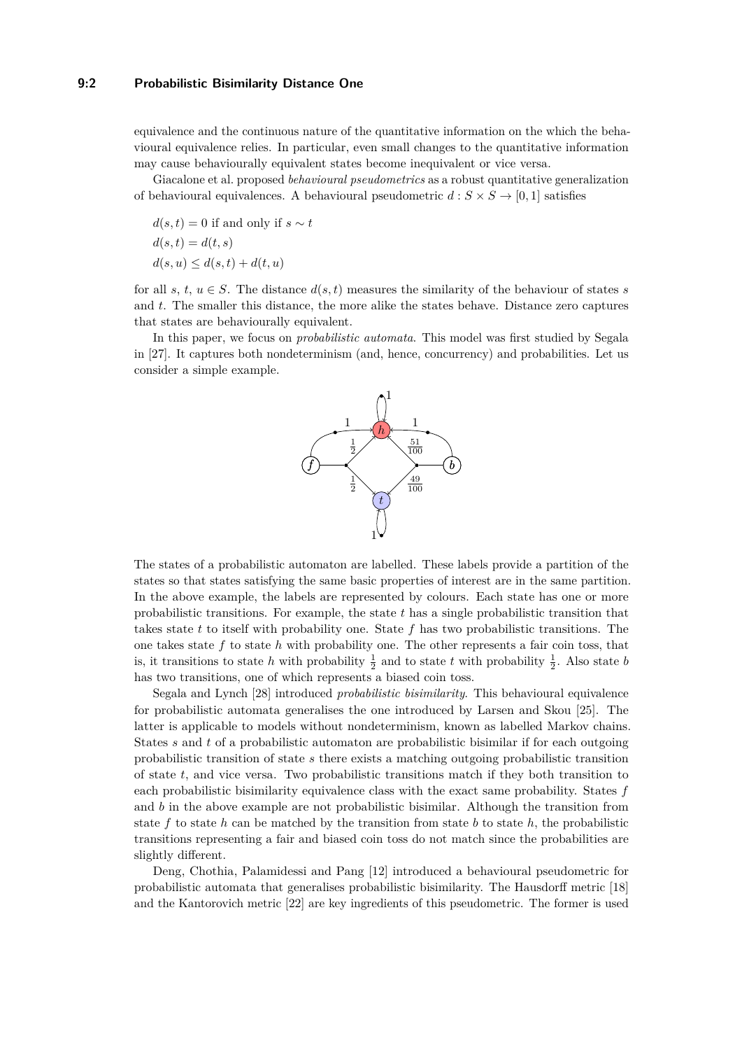equivalence and the continuous nature of the quantitative information on the which the behavioural equivalence relies. In particular, even small changes to the quantitative information may cause behaviourally equivalent states become inequivalent or vice versa.

Giacalone et al. proposed *behavioural pseudometrics* as a robust quantitative generalization of behavioural equivalences. A behavioural pseudometric $d : S \times S \to [0, 1]$ satisfies

$$d(s,t) = 0 \text{ if and only if } s \sim t$$
$$d(s,t) = d(t,s)$$
$$d(s,u) \leq d(s,t) + d(t,u)$$

for all $s$, $t$, $u \in S$. The distance $d(s,t)$ measures the similarity of the behaviour of states $s$ and $t$. The smaller this distance, the more alike the states behave. Distance zero captures that states are behaviourally equivalent.

In this paper, we focus on *probabilistic automata*. This model was first studied by Segala in [27]. It captures both nondeterminism (and, hence, concurrency) and probabilities. Let us consider a simple example.

The states of a probabilistic automaton are labelled. These labels provide a partition of the states so that states satisfying the same basic properties of interest are in the same partition. In the above example, the labels are represented by colours. Each state has one or more probabilistic transitions. For example, the state $t$ has a single probabilistic transition that takes state $t$ to itself with probability one. State $f$ has two probabilistic transitions. The one takes state $f$ to state $h$ with probability one. The other represents a fair coin toss, that is, it transitions to state $h$ with probability $\frac{1}{2}$ and to state $t$ with probability $\frac{1}{2}$. Also state $b$ has two transitions, one of which represents a biased coin toss.

Segala and Lynch [28] introduced *probabilistic bisimilarity*. This behavioural equivalence for probabilistic automata generalises the one introduced by Larsen and Skou [25]. The latter is applicable to models without nondeterminism, known as labelled Markov chains. States $s$ and $t$ of a probabilistic automaton are probabilistic bisimilar if for each outgoing probabilistic transition of state $s$ there exists a matching outgoing probabilistic transition of state $t$, and vice versa. Two probabilistic transitions match if they both transition to each probabilistic bisimilarity equivalence class with the exact same probability. States $f$ and $b$ in the above example are not probabilistic bisimilar. Although the transition from state $f$ to state $h$ can be matched by the transition from state $b$ to state $h$, the probabilistic transitions representing a fair and biased coin toss do not match since the probabilities are slightly different.

Deng, Chothia, Palamidessi and Pang [12] introduced a behavioural pseudometric for probabilistic automata that generalises probabilistic bisimilarity. The Hausdorff metric [18] and the Kantorovich metric [22] are key ingredients of this pseudometric. The former is used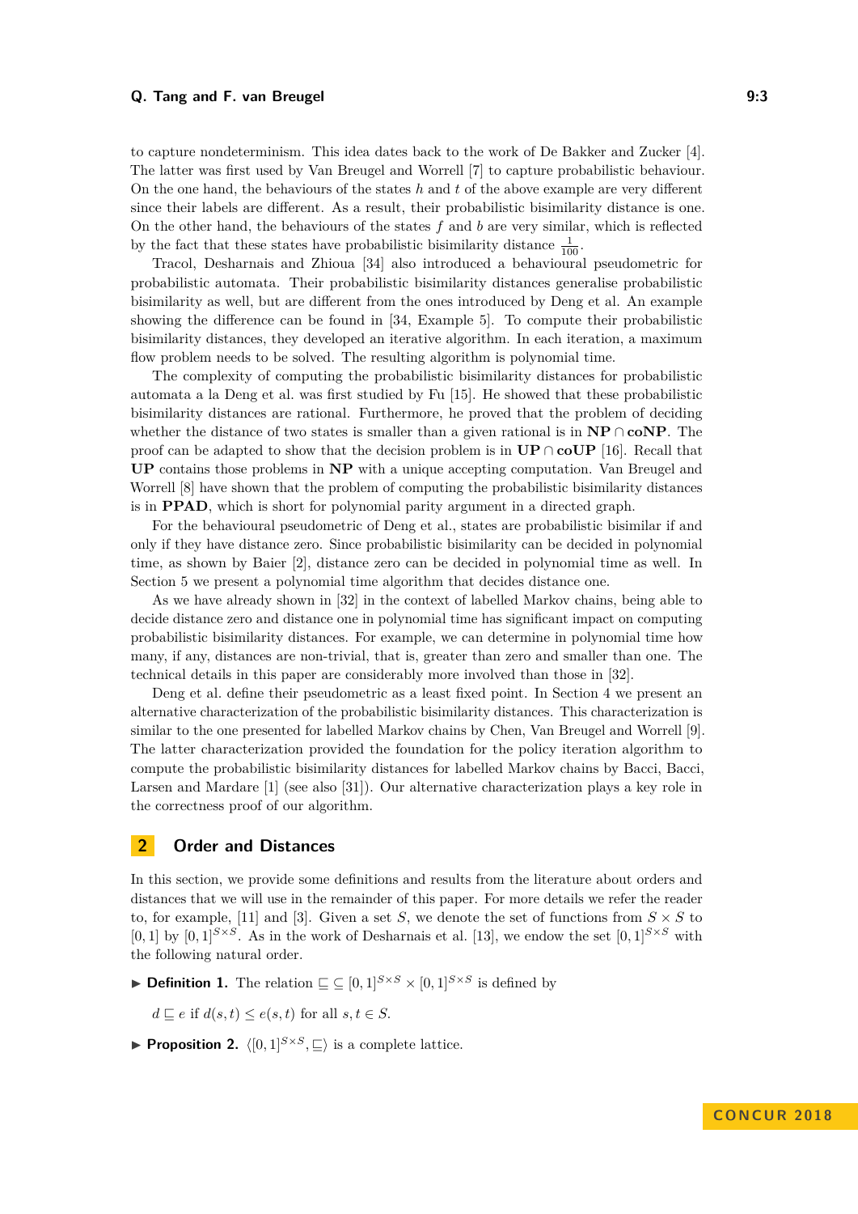to capture nondeterminism. This idea dates back to the work of De Bakker and Zucker [4]. The latter was first used by Van Breugel and Worrell [7] to capture probabilistic behaviour. On the one hand, the behaviours of the states $h$ and $t$ of the above example are very different since their labels are different. As a result, their probabilistic bisimilarity distance is one. On the other hand, the behaviours of the states $f$ and $b$ are very similar, which is reflected by the fact that these states have probabilistic bisimilarity distance $\frac{1}{100}$.

Tracol, Desharnais and Zhioua [34] also introduced a behavioural pseudometric for probabilistic automata. Their probabilistic bisimilarity distances generalise probabilistic bisimilarity as well, but are different from the ones introduced by Deng et al. An example showing the difference can be found in [34, Example 5]. To compute their probabilistic bisimilarity distances, they developed an iterative algorithm. In each iteration, a maximum flow problem needs to be solved. The resulting algorithm is polynomial time.

The complexity of computing the probabilistic bisimilarity distances for probabilistic automata a la Deng et al. was first studied by Fu [15]. He showed that these probabilistic bisimilarity distances are rational. Furthermore, he proved that the problem of deciding whether the distance of two states is smaller than a given rational is in **NP** $\cap$ **coNP**. The proof can be adapted to show that the decision problem is in **UP** $\cap$ **coUP** [16]. Recall that **UP** contains those problems in **NP** with a unique accepting computation. Van Breugel and Worrell [8] have shown that the problem of computing the probabilistic bisimilarity distances is in **PPAD**, which is short for polynomial parity argument in a directed graph.

For the behavioural pseudometric of Deng et al., states are probabilistic bisimilar if and only if they have distance zero. Since probabilistic bisimilarity can be decided in polynomial time, as shown by Baier [2], distance zero can be decided in polynomial time as well. In Section 5 we present a polynomial time algorithm that decides distance one.

As we have already shown in [32] in the context of labelled Markov chains, being able to decide distance zero and distance one in polynomial time has significant impact on computing probabilistic bisimilarity distances. For example, we can determine in polynomial time how many, if any, distances are non-trivial, that is, greater than zero and smaller than one. The technical details in this paper are considerably more involved than those in [32].

Deng et al. define their pseudometric as a least fixed point. In Section 4 we present an alternative characterization of the probabilistic bisimilarity distances. This characterization is similar to the one presented for labelled Markov chains by Chen, Van Breugel and Worrell [9]. The latter characterization provided the foundation for the policy iteration algorithm to compute the probabilistic bisimilarity distances for labelled Markov chains by Bacci, Bacci, Larsen and Mardare [1] (see also [31]). Our alternative characterization plays a key role in the correctness proof of our algorithm.

## 2 Order and Distances

In this section, we provide some definitions and results from the literature about orders and distances that we will use in the remainder of this paper. For more details we refer the reader to, for example, [11] and [3]. Given a set $S$, we denote the set of functions from $S \times S$ to $[0,1]$ by $[0,1]^{S \times S}$. As in the work of Desharnais et al. [13], we endow the set $[0,1]^{S \times S}$ with the following natural order.

▶ **Definition 1.** The relation $\sqsubseteq \subseteq [0,1]^{S \times S} \times [0,1]^{S \times S}$ is defined by

$d \sqsubseteq e$ if $d(s,t) \leq e(s,t)$ for all $s, t \in S$.

▶ **Proposition 2.** $\langle [0,1]^{S \times S}, \sqsubseteq \rangle$ is a complete lattice.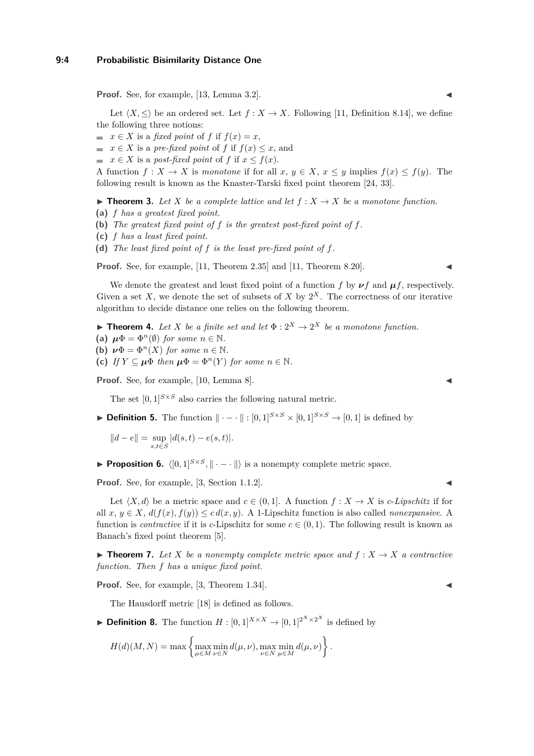**Proof.** See, for example, [13, Lemma 3.2]. ◀

Let $\langle X, \leq \rangle$ be an ordered set. Let $f : X \to X$. Following [11, Definition 8.14], we define the following three notions:

- $x \in X$ is a *fixed point* of $f$ if $f(x) = x$,
- $x \in X$ is a *pre-fixed point* of $f$ if $f(x) \leq x$, and
- $x \in X$ is a *post-fixed point* of $f$ if $x \leq f(x)$.

A function $f : X \to X$ is *monotone* if for all $x, y \in X$, $x \leq y$ implies $f(x) \leq f(y)$. The following result is known as the Knaster-Tarski fixed point theorem [24, 33].

▶ **Theorem 3.** *Let $X$ be a complete lattice and let $f : X \to X$ be a monotone function.*

**(a)** *$f$ has a greatest fixed point.*
**(b)** *The greatest fixed point of $f$ is the greatest post-fixed point of $f$.*
**(c)** *$f$ has a least fixed point.*
**(d)** *The least fixed point of $f$ is the least pre-fixed point of $f$.*

**Proof.** See, for example, [11, Theorem 2.35] and [11, Theorem 8.20]. ◀

We denote the greatest and least fixed point of a function $f$ by $\boldsymbol{\nu} f$ and $\boldsymbol{\mu} f$, respectively. Given a set $X$, we denote the set of subsets of $X$ by $2^X$. The correctness of our iterative algorithm to decide distance one relies on the following theorem.

▶ **Theorem 4.** *Let $X$ be a finite set and let $\Phi : 2^X \to 2^X$ be a monotone function.*

**(a)** *$\boldsymbol{\mu}\Phi = \Phi^n(\emptyset)$ for some $n \in \mathbb{N}$.*
**(b)** *$\boldsymbol{\nu}\Phi = \Phi^n(X)$ for some $n \in \mathbb{N}$.*
**(c)** *If $Y \subseteq \boldsymbol{\mu}\Phi$ then $\boldsymbol{\mu}\Phi = \Phi^n(Y)$ for some $n \in \mathbb{N}$.*

**Proof.** See, for example, [10, Lemma 8]. ◀

The set $[0,1]^{S \times S}$ also carries the following natural metric.

▶ **Definition 5.** The function $\| \cdot - \cdot \| : [0,1]^{S \times S} \times [0,1]^{S \times S} \to [0,1]$ is defined by

$$\|d - e\| = \sup_{s,t \in S} |d(s,t) - e(s,t)|.$$

▶ **Proposition 6.** $\langle [0,1]^{S \times S}, \| \cdot - \cdot \| \rangle$ is a nonempty complete metric space.

**Proof.** See, for example, [3, Section 1.1.2]. ◀

Let $\langle X, d \rangle$ be a metric space and $c \in (0,1]$. A function $f : X \to X$ is *$c$-Lipschitz* if for all $x, y \in X$, $d(f(x), f(y)) \leq c\, d(x,y)$. A 1-Lipschitz function is also called *nonexpansive*. A function is *contractive* if it is $c$-Lipschitz for some $c \in (0,1)$. The following result is known as Banach's fixed point theorem [5].

▶ **Theorem 7.** *Let $X$ be a nonempty complete metric space and $f : X \to X$ a contractive function. Then $f$ has a unique fixed point.*

**Proof.** See, for example, [3, Theorem 1.34]. ◀

The Hausdorff metric [18] is defined as follows.

▶ **Definition 8.** The function $H : [0,1]^{X \times X} \to [0,1]^{2^X \times 2^X}$ is defined by

$$H(d)(M, N) = \max \left\{ \max_{\mu \in M} \min_{\nu \in N} d(\mu, \nu), \max_{\nu \in N} \min_{\mu \in M} d(\mu, \nu) \right\}.$$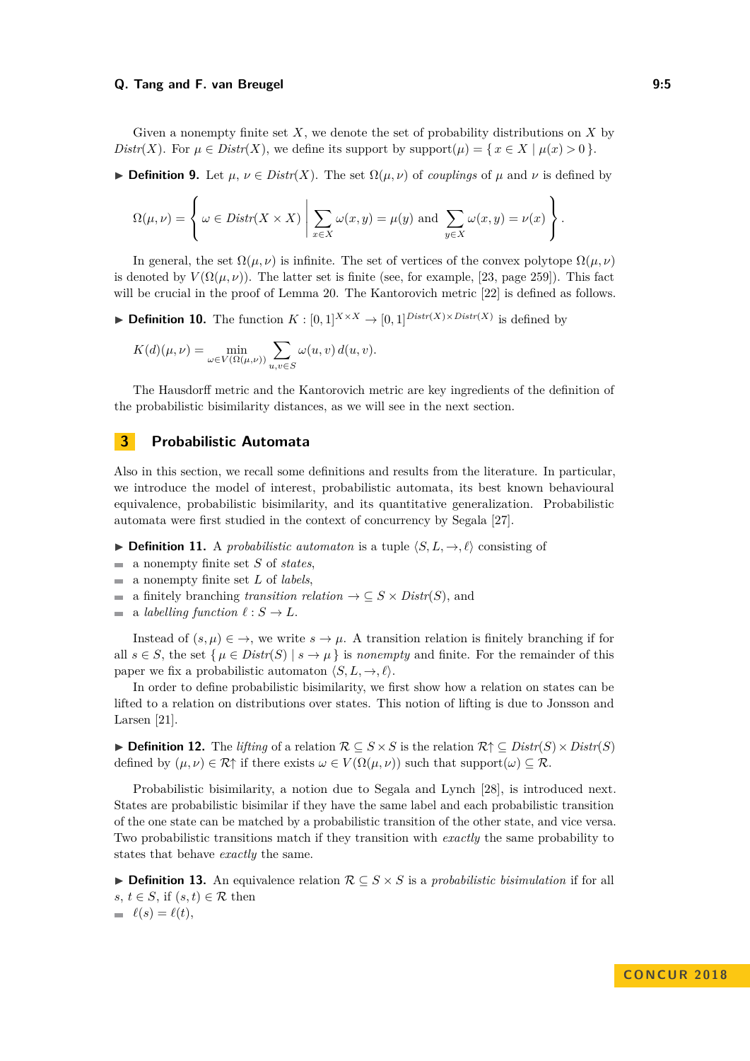Given a nonempty finite set $X$, we denote the set of probability distributions on $X$ by $\mathit{Distr}(X)$. For $\mu \in \mathit{Distr}(X)$, we define its support by $\text{support}(\mu) = \{ x \in X \mid \mu(x) > 0 \}$.

▶ **Definition 9.** Let $\mu$, $\nu \in \mathit{Distr}(X)$. The set $\Omega(\mu, \nu)$ of *couplings* of $\mu$ and $\nu$ is defined by

$$\Omega(\mu, \nu) = \left\{ \omega \in \mathit{Distr}(X \times X) \;\middle|\; \sum_{x \in X} \omega(x, y) = \mu(y) \text{ and } \sum_{y \in X} \omega(x, y) = \nu(x) \right\}.$$

In general, the set $\Omega(\mu, \nu)$ is infinite. The set of vertices of the convex polytope $\Omega(\mu, \nu)$ is denoted by $V(\Omega(\mu, \nu))$. The latter set is finite (see, for example, [23, page 259]). This fact will be crucial in the proof of Lemma 20. The Kantorovich metric [22] is defined as follows.

▶ **Definition 10.** The function $K : [0, 1]^{X \times X} \to [0, 1]^{\mathit{Distr}(X) \times \mathit{Distr}(X)}$ is defined by

$$K(d)(\mu, \nu) = \min_{\omega \in V(\Omega(\mu, \nu))} \sum_{u, v \in S} \omega(u, v)\, d(u, v).$$

The Hausdorff metric and the Kantorovich metric are key ingredients of the definition of the probabilistic bisimilarity distances, as we will see in the next section.

## 3 Probabilistic Automata

Also in this section, we recall some definitions and results from the literature. In particular, we introduce the model of interest, probabilistic automata, its best known behavioural equivalence, probabilistic bisimilarity, and its quantitative generalization. Probabilistic automata were first studied in the context of concurrency by Segala [27].

▶ **Definition 11.** A *probabilistic automaton* is a tuple $\langle S, L, \to, \ell \rangle$ consisting of

- a nonempty finite set $S$ of *states*,
- a nonempty finite set $L$ of *labels*,
- a finitely branching *transition relation* $\to \subseteq S \times \mathit{Distr}(S)$, and
- a *labelling function* $\ell : S \to L$.

Instead of $(s, \mu) \in \to$, we write $s \to \mu$. A transition relation is finitely branching if for all $s \in S$, the set $\{ \mu \in \mathit{Distr}(S) \mid s \to \mu \}$ is *nonempty* and finite. For the remainder of this paper we fix a probabilistic automaton $\langle S, L, \to, \ell \rangle$.

In order to define probabilistic bisimilarity, we first show how a relation on states can be lifted to a relation on distributions over states. This notion of lifting is due to Jonsson and Larsen [21].

▶ **Definition 12.** The *lifting* of a relation $\mathcal{R} \subseteq S \times S$ is the relation $\mathcal{R}{\uparrow} \subseteq \mathit{Distr}(S) \times \mathit{Distr}(S)$ defined by $(\mu, \nu) \in \mathcal{R}{\uparrow}$ if there exists $\omega \in V(\Omega(\mu, \nu))$ such that $\text{support}(\omega) \subseteq \mathcal{R}$.

Probabilistic bisimilarity, a notion due to Segala and Lynch [28], is introduced next. States are probabilistic bisimilar if they have the same label and each probabilistic transition of the one state can be matched by a probabilistic transition of the other state, and vice versa. Two probabilistic transitions match if they transition with *exactly* the same probability to states that behave *exactly* the same.

▶ **Definition 13.** An equivalence relation $\mathcal{R} \subseteq S \times S$ is a *probabilistic bisimulation* if for all $s$, $t \in S$, if $(s, t) \in \mathcal{R}$ then

- $\ell(s) = \ell(t)$,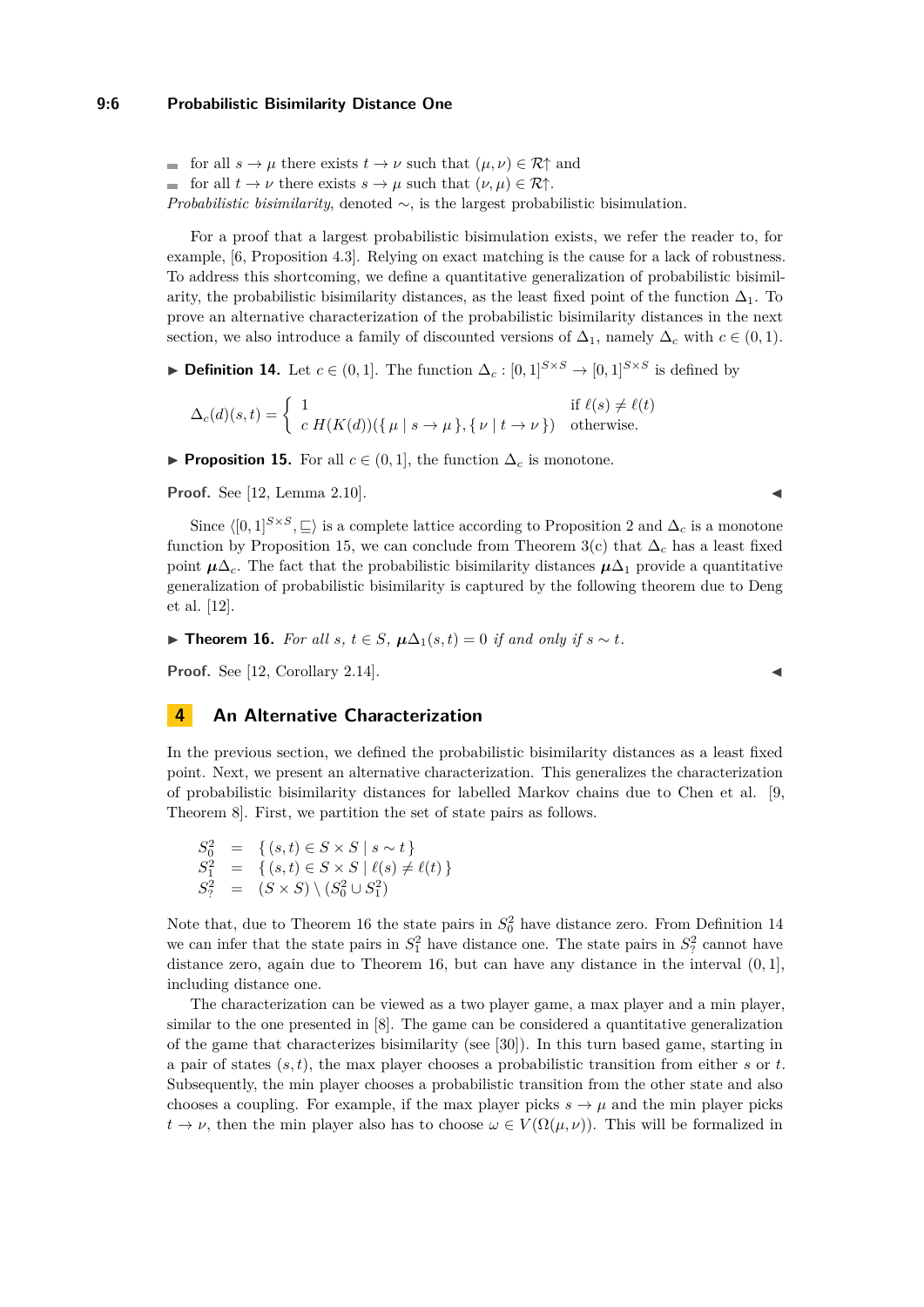- for all $s \to \mu$ there exists $t \to \nu$ such that $(\mu, \nu) \in \mathcal{R}\!\uparrow$ and
- for all $t \to \nu$ there exists $s \to \mu$ such that $(\nu, \mu) \in \mathcal{R}\!\uparrow$.

*Probabilistic bisimilarity*, denoted $\sim$, is the largest probabilistic bisimulation.

For a proof that a largest probabilistic bisimulation exists, we refer the reader to, for example, [6, Proposition 4.3]. Relying on exact matching is the cause for a lack of robustness. To address this shortcoming, we define a quantitative generalization of probabilistic bisimilarity, the probabilistic bisimilarity distances, as the least fixed point of the function $\Delta_1$. To prove an alternative characterization of the probabilistic bisimilarity distances in the next section, we also introduce a family of discounted versions of $\Delta_1$, namely $\Delta_c$ with $c \in (0, 1)$.

▶ **Definition 14.** Let $c \in (0, 1]$. The function $\Delta_c : [0, 1]^{S \times S} \to [0, 1]^{S \times S}$ is defined by

$$\Delta_c(d)(s, t) = \begin{cases} 1 & \text{if } \ell(s) \neq \ell(t) \\ c\, H(K(d))(\{\, \mu \mid s \to \mu \,\}, \{\, \nu \mid t \to \nu \,\}) & \text{otherwise.} \end{cases}$$

▶ **Proposition 15.** For all $c \in (0, 1]$, the function $\Delta_c$ is monotone.

**Proof.** See [12, Lemma 2.10]. ◀

Since $\langle [0, 1]^{S \times S}, \sqsubseteq \rangle$ is a complete lattice according to Proposition 2 and $\Delta_c$ is a monotone function by Proposition 15, we can conclude from Theorem 3(c) that $\Delta_c$ has a least fixed point $\boldsymbol{\mu}\Delta_c$. The fact that the probabilistic bisimilarity distances $\boldsymbol{\mu}\Delta_1$ provide a quantitative generalization of probabilistic bisimilarity is captured by the following theorem due to Deng et al. [12].

▶ **Theorem 16.** *For all $s, t \in S$, $\boldsymbol{\mu}\Delta_1(s, t) = 0$ if and only if $s \sim t$.*

**Proof.** See [12, Corollary 2.14]. ◀

## 4 An Alternative Characterization

In the previous section, we defined the probabilistic bisimilarity distances as a least fixed point. Next, we present an alternative characterization. This generalizes the characterization of probabilistic bisimilarity distances for labelled Markov chains due to Chen et al. [9, Theorem 8]. First, we partition the set of state pairs as follows.

$$\begin{array}{rcl} S^2_0 & = & \{\, (s, t) \in S \times S \mid s \sim t \,\} \\ S^2_1 & = & \{\, (s, t) \in S \times S \mid \ell(s) \neq \ell(t) \,\} \\ S^2_? & = & (S \times S) \setminus (S^2_0 \cup S^2_1) \end{array}$$

Note that, due to Theorem 16 the state pairs in $S^2_0$ have distance zero. From Definition 14 we can infer that the state pairs in $S^2_1$ have distance one. The state pairs in $S^2_?$ cannot have distance zero, again due to Theorem 16, but can have any distance in the interval $(0, 1]$, including distance one.

The characterization can be viewed as a two player game, a max player and a min player, similar to the one presented in [8]. The game can be considered a quantitative generalization of the game that characterizes bisimilarity (see [30]). In this turn based game, starting in a pair of states $(s, t)$, the max player chooses a probabilistic transition from either $s$ or $t$. Subsequently, the min player chooses a probabilistic transition from the other state and also chooses a coupling. For example, if the max player picks $s \to \mu$ and the min player picks $t \to \nu$, then the min player also has to choose $\omega \in V(\Omega(\mu, \nu))$. This will be formalized in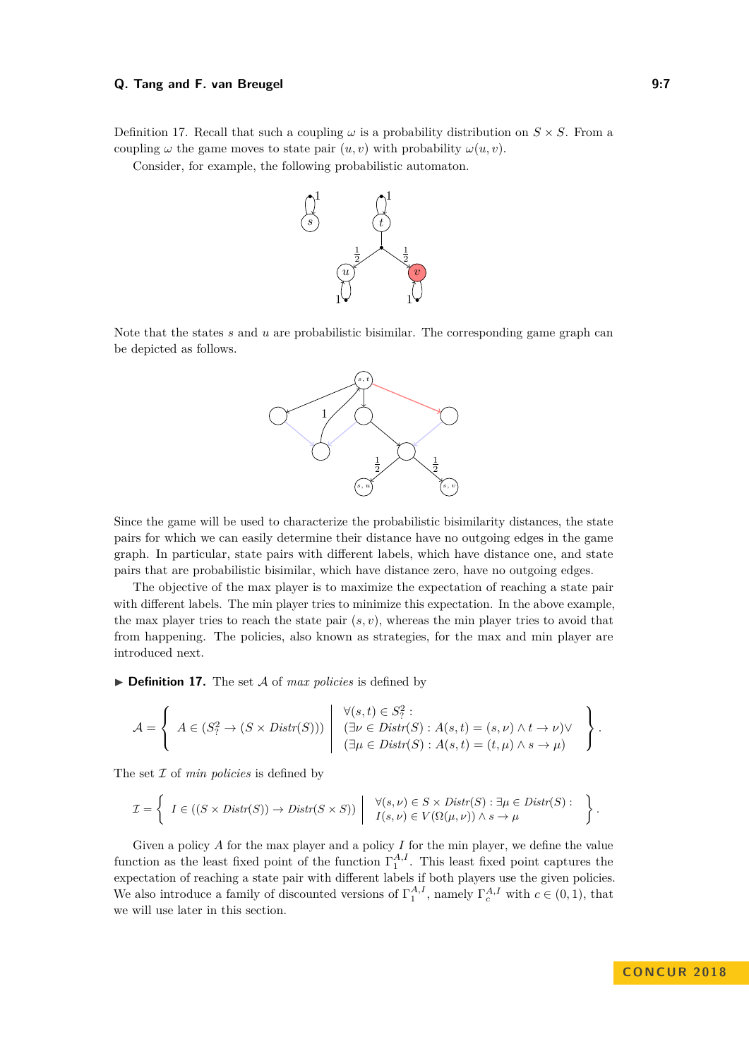Definition 17. Recall that such a coupling $\omega$ is a probability distribution on $S \times S$. From a coupling $\omega$ the game moves to state pair $(u, v)$ with probability $\omega(u, v)$.

Consider, for example, the following probabilistic automaton.

Note that the states $s$ and $u$ are probabilistic bisimilar. The corresponding game graph can be depicted as follows.

Since the game will be used to characterize the probabilistic bisimilarity distances, the state pairs for which we can easily determine their distance have no outgoing edges in the game graph. In particular, state pairs with different labels, which have distance one, and state pairs that are probabilistic bisimilar, which have distance zero, have no outgoing edges.

The objective of the max player is to maximize the expectation of reaching a state pair with different labels. The min player tries to minimize this expectation. In the above example, the max player tries to reach the state pair $(s, v)$, whereas the min player tries to avoid that from happening. The policies, also known as strategies, for the max and min player are introduced next.

▶ **Definition 17.** The set $\mathcal{A}$ of *max policies* is defined by

$$\mathcal{A} = \left\{ A \in (S^2_? \to (S \times Distr(S))) \;\middle|\; \begin{array}{l} \forall (s,t) \in S^2_? : \\ (\exists \nu \in Distr(S) : A(s,t) = (s,\nu) \wedge t \to \nu) \vee \\ (\exists \mu \in Distr(S) : A(s,t) = (t,\mu) \wedge s \to \mu) \end{array} \right\}.$$

The set $\mathcal{I}$ of *min policies* is defined by

$$\mathcal{I} = \left\{ I \in ((S \times Distr(S)) \to Distr(S \times S)) \;\middle|\; \begin{array}{l} \forall (s,\nu) \in S \times Distr(S) : \exists \mu \in Distr(S) : \\ I(s,\nu) \in V(\Omega(\mu,\nu)) \wedge s \to \mu \end{array} \right\}.$$

Given a policy $A$ for the max player and a policy $I$ for the min player, we define the value function as the least fixed point of the function $\Gamma_1^{A,I}$. This least fixed point captures the expectation of reaching a state pair with different labels if both players use the given policies. We also introduce a family of discounted versions of $\Gamma_1^{A,I}$, namely $\Gamma_c^{A,I}$ with $c \in (0, 1)$, that we will use later in this section.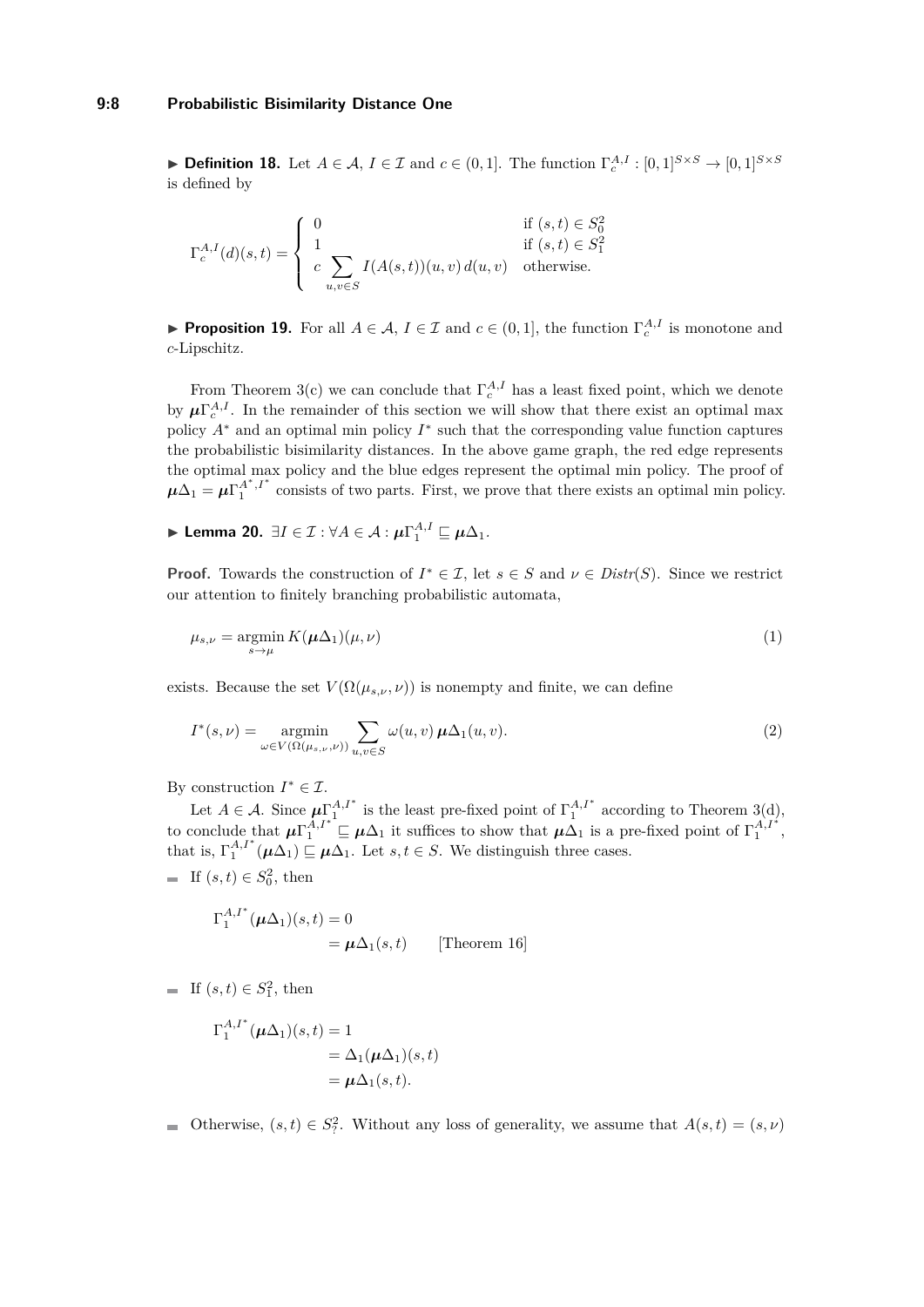▶ **Definition 18.** Let $A \in \mathcal{A}$, $I \in \mathcal{I}$ and $c \in (0,1]$. The function $\Gamma_c^{A,I} : [0,1]^{S \times S} \to [0,1]^{S \times S}$ is defined by

$$\Gamma_c^{A,I}(d)(s,t) = \begin{cases} 0 & \text{if } (s,t) \in S_0^2 \\ 1 & \text{if } (s,t) \in S_1^2 \\ c \displaystyle\sum_{u,v \in S} I(A(s,t))(u,v)\, d(u,v) & \text{otherwise.} \end{cases}$$

▶ **Proposition 19.** For all $A \in \mathcal{A}$, $I \in \mathcal{I}$ and $c \in (0,1]$, the function $\Gamma_c^{A,I}$ is monotone and $c$-Lipschitz.

From Theorem 3(c) we can conclude that $\Gamma_c^{A,I}$ has a least fixed point, which we denote by $\boldsymbol{\mu}\Gamma_c^{A,I}$. In the remainder of this section we will show that there exist an optimal max policy $A^*$ and an optimal min policy $I^*$ such that the corresponding value function captures the probabilistic bisimilarity distances. In the above game graph, the red edge represents the optimal max policy and the blue edges represent the optimal min policy. The proof of $\boldsymbol{\mu}\Delta_1 = \boldsymbol{\mu}\Gamma_1^{A^*,I^*}$ consists of two parts. First, we prove that there exists an optimal min policy.

▶ **Lemma 20.** $\exists I \in \mathcal{I} : \forall A \in \mathcal{A} : \boldsymbol{\mu}\Gamma_1^{A,I} \sqsubseteq \boldsymbol{\mu}\Delta_1$.

**Proof.** Towards the construction of $I^* \in \mathcal{I}$, let $s \in S$ and $\nu \in \mathit{Distr}(S)$. Since we restrict our attention to finitely branching probabilistic automata,

$$\mu_{s,\nu} = \operatorname*{argmin}_{s \to \mu} K(\boldsymbol{\mu}\Delta_1)(\mu, \nu) \tag{1}$$

exists. Because the set $V(\Omega(\mu_{s,\nu}, \nu))$ is nonempty and finite, we can define

$$I^*(s,\nu) = \operatorname*{argmin}_{\omega \in V(\Omega(\mu_{s,\nu},\nu))} \sum_{u,v \in S} \omega(u,v)\, \boldsymbol{\mu}\Delta_1(u,v). \tag{2}$$

By construction $I^* \in \mathcal{I}$.

Let $A \in \mathcal{A}$. Since $\boldsymbol{\mu}\Gamma_1^{A,I^*}$ is the least pre-fixed point of $\Gamma_1^{A,I^*}$ according to Theorem 3(d), to conclude that $\boldsymbol{\mu}\Gamma_1^{A,I^*} \sqsubseteq \boldsymbol{\mu}\Delta_1$ it suffices to show that $\boldsymbol{\mu}\Delta_1$ is a pre-fixed point of $\Gamma_1^{A,I^*}$, that is, $\Gamma_1^{A,I^*}(\boldsymbol{\mu}\Delta_1) \sqsubseteq \boldsymbol{\mu}\Delta_1$. Let $s, t \in S$. We distinguish three cases.

- If $(s,t) \in S_0^2$, then

$$\begin{aligned} \Gamma_1^{A,I^*}(\boldsymbol{\mu}\Delta_1)(s,t) &= 0 \\ &= \boldsymbol{\mu}\Delta_1(s,t) \qquad \text{[Theorem 16]} \end{aligned}$$

- If $(s,t) \in S_1^2$, then

$$\begin{aligned} \Gamma_1^{A,I^*}(\boldsymbol{\mu}\Delta_1)(s,t) &= 1 \\ &= \Delta_1(\boldsymbol{\mu}\Delta_1)(s,t) \\ &= \boldsymbol{\mu}\Delta_1(s,t). \end{aligned}$$

- Otherwise, $(s,t) \in S_?^2$. Without any loss of generality, we assume that $A(s,t) = (s,\nu)$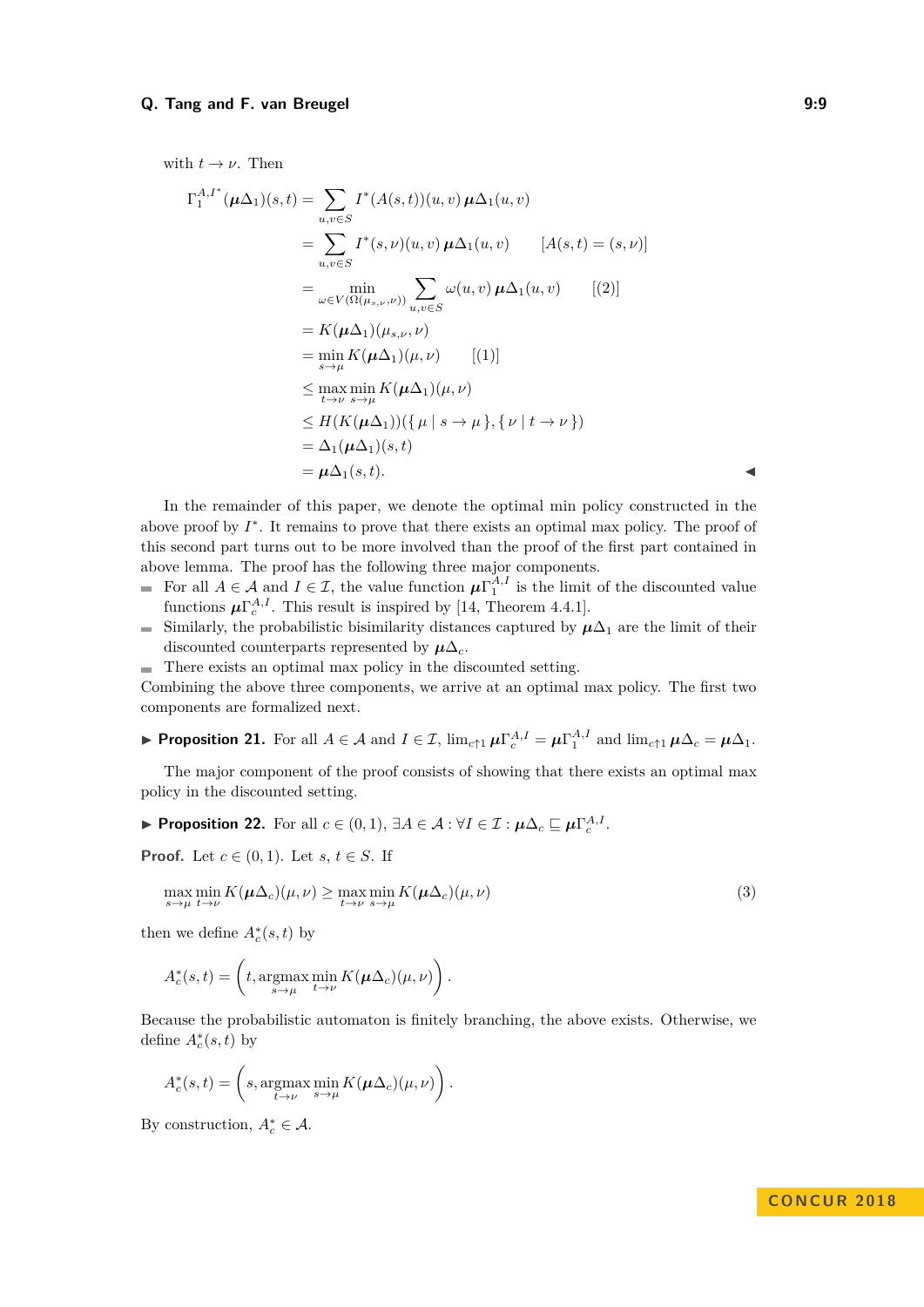with $t \to \nu$. Then

$$
\begin{aligned}
\Gamma_1^{A,I^*}(\boldsymbol{\mu}\Delta_1)(s,t) &= \sum_{u,v \in S} I^*(A(s,t))(u,v)\, \boldsymbol{\mu}\Delta_1(u,v) \\
&= \sum_{u,v \in S} I^*(s,\nu)(u,v)\, \boldsymbol{\mu}\Delta_1(u,v) \qquad [A(s,t) = (s,\nu)] \\
&= \min_{\omega \in V(\Omega(\mu_{s,\nu},\nu))} \sum_{u,v \in S} \omega(u,v)\, \boldsymbol{\mu}\Delta_1(u,v) \qquad [(2)] \\
&= K(\boldsymbol{\mu}\Delta_1)(\mu_{s,\nu},\nu) \\
&= \min_{s \to \mu} K(\boldsymbol{\mu}\Delta_1)(\mu,\nu) \qquad [(1)] \\
&\leq \max_{t \to \nu} \min_{s \to \mu} K(\boldsymbol{\mu}\Delta_1)(\mu,\nu) \\
&\leq H(K(\boldsymbol{\mu}\Delta_1))(\{\, \mu \mid s \to \mu \,\}, \{\, \nu \mid t \to \nu \,\}) \\
&= \Delta_1(\boldsymbol{\mu}\Delta_1)(s,t) \\
&= \boldsymbol{\mu}\Delta_1(s,t). \qquad \blacktriangleleft
\end{aligned}
$$

In the remainder of this paper, we denote the optimal min policy constructed in the above proof by $I^*$. It remains to prove that there exists an optimal max policy. The proof of this second part turns out to be more involved than the proof of the first part contained in above lemma. The proof has the following three major components.

- For all $A \in \mathcal{A}$ and $I \in \mathcal{I}$, the value function $\boldsymbol{\mu}\Gamma_1^{A,I}$ is the limit of the discounted value functions $\boldsymbol{\mu}\Gamma_c^{A,I}$. This result is inspired by [14, Theorem 4.4.1].
- Similarly, the probabilistic bisimilarity distances captured by $\boldsymbol{\mu}\Delta_1$ are the limit of their discounted counterparts represented by $\boldsymbol{\mu}\Delta_c$.
- There exists an optimal max policy in the discounted setting.

Combining the above three components, we arrive at an optimal max policy. The first two components are formalized next.

▶ **Proposition 21.** For all $A \in \mathcal{A}$ and $I \in \mathcal{I}$, $\lim_{c \uparrow 1} \boldsymbol{\mu}\Gamma_c^{A,I} = \boldsymbol{\mu}\Gamma_1^{A,I}$ and $\lim_{c \uparrow 1} \boldsymbol{\mu}\Delta_c = \boldsymbol{\mu}\Delta_1$.

The major component of the proof consists of showing that there exists an optimal max policy in the discounted setting.

▶ **Proposition 22.** For all $c \in (0,1)$, $\exists A \in \mathcal{A} : \forall I \in \mathcal{I} : \boldsymbol{\mu}\Delta_c \sqsubseteq \boldsymbol{\mu}\Gamma_c^{A,I}$.

**Proof.** Let $c \in (0,1)$. Let $s$, $t \in S$. If

$$
\max_{s \to \mu} \min_{t \to \nu} K(\boldsymbol{\mu}\Delta_c)(\mu,\nu) \geq \max_{t \to \nu} \min_{s \to \mu} K(\boldsymbol{\mu}\Delta_c)(\mu,\nu) \tag{3}
$$

then we define $A_c^*(s,t)$ by

$$
A_c^*(s,t) = \left(t, \operatorname*{argmax}_{s \to \mu} \min_{t \to \nu} K(\boldsymbol{\mu}\Delta_c)(\mu,\nu)\right).
$$

Because the probabilistic automaton is finitely branching, the above exists. Otherwise, we define $A_c^*(s,t)$ by

$$
A_c^*(s,t) = \left(s, \operatorname*{argmax}_{t \to \nu} \min_{s \to \mu} K(\boldsymbol{\mu}\Delta_c)(\mu,\nu)\right).
$$

By construction, $A_c^* \in \mathcal{A}$.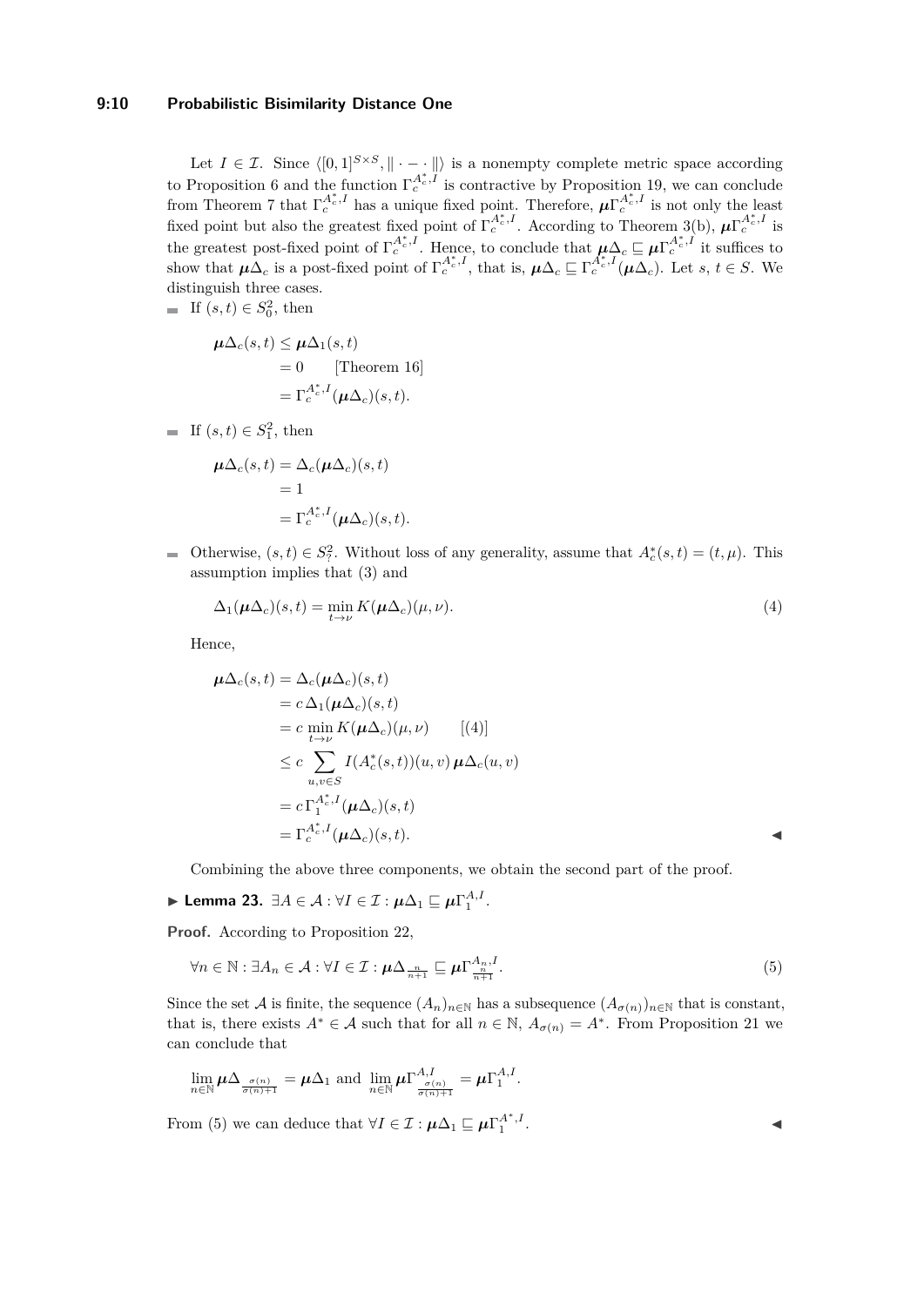Let $I \in \mathcal{I}$. Since $\langle [0,1]^{S \times S}, \| \cdot - \cdot \| \rangle$ is a nonempty complete metric space according to Proposition 6 and the function $\Gamma_c^{A_c^*, I}$ is contractive by Proposition 19, we can conclude from Theorem 7 that $\Gamma_c^{A_c^*, I}$ has a unique fixed point. Therefore, $\boldsymbol{\mu}\Gamma_c^{A_c^*, I}$ is not only the least fixed point but also the greatest fixed point of $\Gamma_c^{A_c^*, I}$. According to Theorem 3(b), $\boldsymbol{\mu}\Gamma_c^{A_c^*, I}$ is the greatest post-fixed point of $\Gamma_c^{A_c^*, I}$. Hence, to conclude that $\boldsymbol{\mu}\Delta_c \sqsubseteq \boldsymbol{\mu}\Gamma_c^{A_c^*, I}$ it suffices to show that $\boldsymbol{\mu}\Delta_c$ is a post-fixed point of $\Gamma_c^{A_c^*, I}$, that is, $\boldsymbol{\mu}\Delta_c \sqsubseteq \Gamma_c^{A_c^*, I}(\boldsymbol{\mu}\Delta_c)$. Let $s, t \in S$. We distinguish three cases.

- If $(s,t) \in S_0^2$, then

$$
\begin{aligned}
\boldsymbol{\mu}\Delta_c(s,t) &\leq \boldsymbol{\mu}\Delta_1(s,t) \\
&= 0 \qquad \text{[Theorem 16]} \\
&= \Gamma_c^{A_c^*, I}(\boldsymbol{\mu}\Delta_c)(s,t).
\end{aligned}
$$

- If $(s,t) \in S_1^2$, then

$$
\begin{aligned}
\boldsymbol{\mu}\Delta_c(s,t) &= \Delta_c(\boldsymbol{\mu}\Delta_c)(s,t) \\
&= 1 \\
&= \Gamma_c^{A_c^*, I}(\boldsymbol{\mu}\Delta_c)(s,t).
\end{aligned}
$$

- Otherwise, $(s,t) \in S_?^2$. Without loss of any generality, assume that $A_c^*(s,t) = (t, \mu)$. This assumption implies that (3) and

$$
\Delta_1(\boldsymbol{\mu}\Delta_c)(s,t) = \min_{t \to \nu} K(\boldsymbol{\mu}\Delta_c)(\mu, \nu). \tag{4}
$$

Hence,

$$
\begin{aligned}
\boldsymbol{\mu}\Delta_c(s,t) &= \Delta_c(\boldsymbol{\mu}\Delta_c)(s,t) \\
&= c\, \Delta_1(\boldsymbol{\mu}\Delta_c)(s,t) \\
&= c \min_{t \to \nu} K(\boldsymbol{\mu}\Delta_c)(\mu, \nu) \qquad [(4)] \\
&\leq c \sum_{u,v \in S} I(A_c^*(s,t))(u,v)\, \boldsymbol{\mu}\Delta_c(u,v) \\
&= c\, \Gamma_1^{A_c^*, I}(\boldsymbol{\mu}\Delta_c)(s,t) \\
&= \Gamma_c^{A_c^*, I}(\boldsymbol{\mu}\Delta_c)(s,t).
\end{aligned}
$$

◀

Combining the above three components, we obtain the second part of the proof.

▶ **Lemma 23.** $\exists A \in \mathcal{A} : \forall I \in \mathcal{I} : \boldsymbol{\mu}\Delta_1 \sqsubseteq \boldsymbol{\mu}\Gamma_1^{A,I}$.

**Proof.** According to Proposition 22,

$$
\forall n \in \mathbb{N} : \exists A_n \in \mathcal{A} : \forall I \in \mathcal{I} : \boldsymbol{\mu}\Delta_{\frac{n}{n+1}} \sqsubseteq \boldsymbol{\mu}\Gamma_{\frac{n}{n+1}}^{A_n, I}. \tag{5}
$$

Since the set $\mathcal{A}$ is finite, the sequence $(A_n)_{n \in \mathbb{N}}$ has a subsequence $(A_{\sigma(n)})_{n \in \mathbb{N}}$ that is constant, that is, there exists $A^* \in \mathcal{A}$ such that for all $n \in \mathbb{N}$, $A_{\sigma(n)} = A^*$. From Proposition 21 we can conclude that

$$
\lim_{n \in \mathbb{N}} \boldsymbol{\mu}\Delta_{\frac{\sigma(n)}{\sigma(n)+1}} = \boldsymbol{\mu}\Delta_1 \text{ and } \lim_{n \in \mathbb{N}} \boldsymbol{\mu}\Gamma^{A,I}_{\frac{\sigma(n)}{\sigma(n)+1}} = \boldsymbol{\mu}\Gamma_1^{A,I}.
$$

From (5) we can deduce that $\forall I \in \mathcal{I} : \boldsymbol{\mu}\Delta_1 \sqsubseteq \boldsymbol{\mu}\Gamma_1^{A^*, I}$. ◀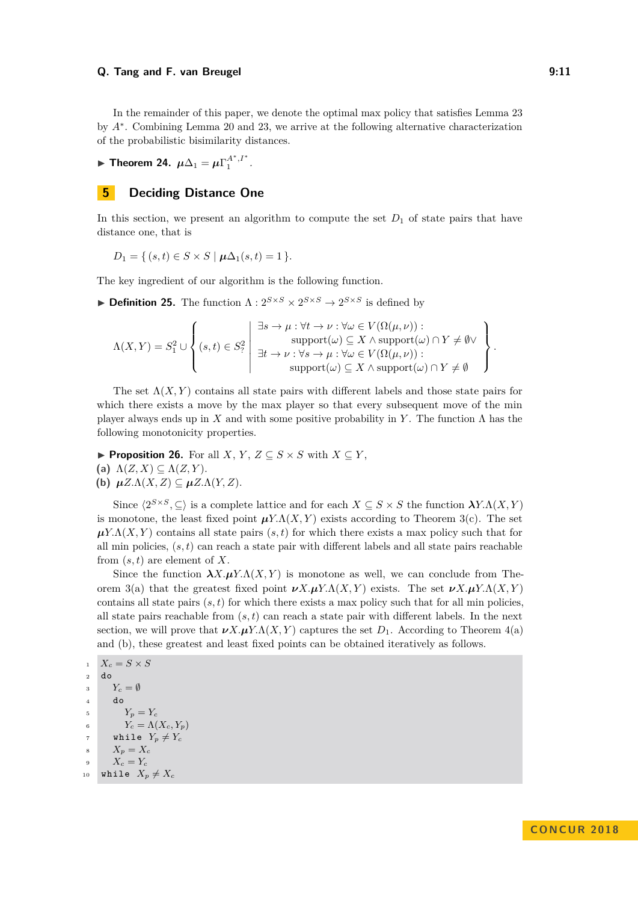In the remainder of this paper, we denote the optimal max policy that satisfies Lemma 23 by $A^*$. Combining Lemma 20 and 23, we arrive at the following alternative characterization of the probabilistic bisimilarity distances.

▶ **Theorem 24.** $\boldsymbol{\mu}\Delta_1 = \boldsymbol{\mu}\Gamma_1^{A^*,I^*}$.

## 5 Deciding Distance One

In this section, we present an algorithm to compute the set $D_1$ of state pairs that have distance one, that is

$$D_1 = \{ (s,t) \in S \times S \mid \boldsymbol{\mu}\Delta_1(s,t) = 1 \}.$$

The key ingredient of our algorithm is the following function.

▶ **Definition 25.** The function $\Lambda : 2^{S \times S} \times 2^{S \times S} \to 2^{S \times S}$ is defined by

$$\Lambda(X,Y) = S_1^2 \cup \left\{ (s,t) \in S_?^2 \;\middle|\; \begin{array}{l} \exists s \to \mu : \forall t \to \nu : \forall \omega \in V(\Omega(\mu,\nu)) : \\ \qquad \text{support}(\omega) \subseteq X \wedge \text{support}(\omega) \cap Y \neq \emptyset \vee \\ \exists t \to \nu : \forall s \to \mu : \forall \omega \in V(\Omega(\mu,\nu)) : \\ \qquad \text{support}(\omega) \subseteq X \wedge \text{support}(\omega) \cap Y \neq \emptyset \end{array} \right\}.$$

The set $\Lambda(X,Y)$ contains all state pairs with different labels and those state pairs for which there exists a move by the max player so that every subsequent move of the min player always ends up in $X$ and with some positive probability in $Y$. The function $\Lambda$ has the following monotonicity properties.

▶ **Proposition 26.** For all $X$, $Y$, $Z \subseteq S \times S$ with $X \subseteq Y$,
**(a)** $\Lambda(Z,X) \subseteq \Lambda(Z,Y)$.
**(b)** $\boldsymbol{\mu}Z.\Lambda(X,Z) \subseteq \boldsymbol{\mu}Z.\Lambda(Y,Z)$.

Since $\langle 2^{S \times S}, \subseteq \rangle$ is a complete lattice and for each $X \subseteq S \times S$ the function $\boldsymbol{\lambda}Y.\Lambda(X,Y)$ is monotone, the least fixed point $\boldsymbol{\mu}Y.\Lambda(X,Y)$ exists according to Theorem 3(c). The set $\boldsymbol{\mu}Y.\Lambda(X,Y)$ contains all state pairs $(s,t)$ for which there exists a max policy such that for all min policies, $(s,t)$ can reach a state pair with different labels and all state pairs reachable from $(s,t)$ are element of $X$.

Since the function $\boldsymbol{\lambda}X.\boldsymbol{\mu}Y.\Lambda(X,Y)$ is monotone as well, we can conclude from Theorem 3(a) that the greatest fixed point $\boldsymbol{\nu}X.\boldsymbol{\mu}Y.\Lambda(X,Y)$ exists. The set $\boldsymbol{\nu}X.\boldsymbol{\mu}Y.\Lambda(X,Y)$ contains all state pairs $(s,t)$ for which there exists a max policy such that for all min policies, all state pairs reachable from $(s,t)$ can reach a state pair with different labels. In the next section, we will prove that $\boldsymbol{\nu}X.\boldsymbol{\mu}Y.\Lambda(X,Y)$ captures the set $D_1$. According to Theorem 4(a) and (b), these greatest and least fixed points can be obtained iteratively as follows.

```
1  X_c = S × S
2  do
3    Y_c = ∅
4    do
5      Y_p = Y_c
6      Y_c = Λ(X_c, Y_p)
7    while Y_p ≠ Y_c
8    X_p = X_c
9    X_c = Y_c
10 while X_p ≠ X_c
```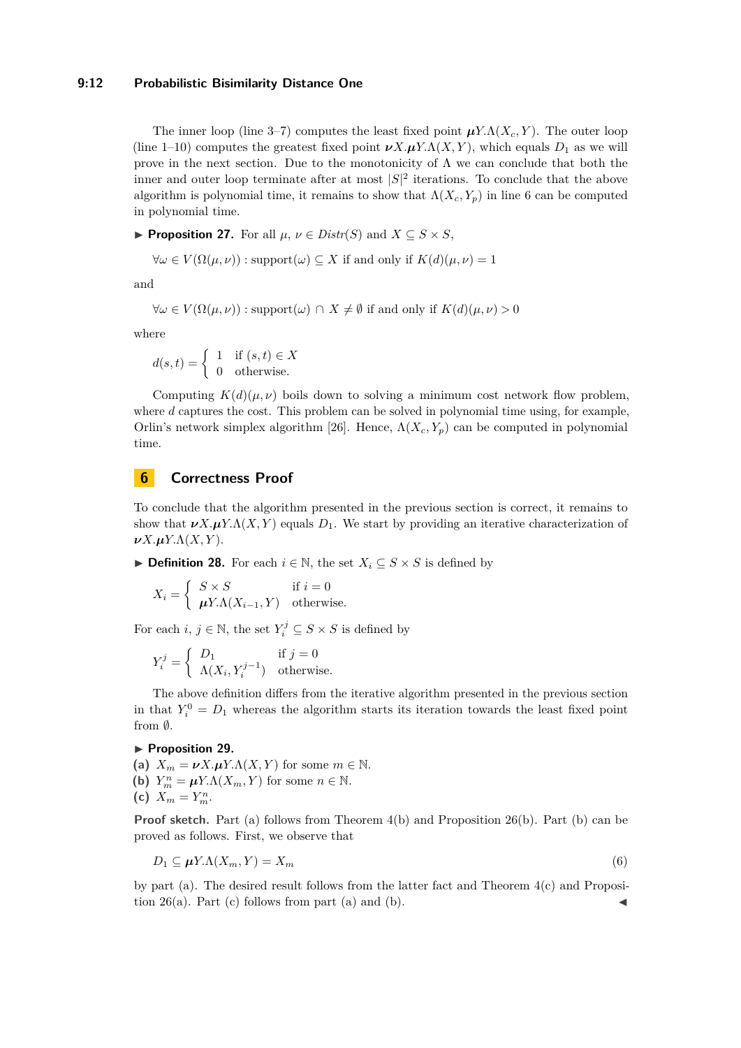The inner loop (line 3–7) computes the least fixed point $\boldsymbol{\mu}Y.\Lambda(X_c, Y)$. The outer loop (line 1–10) computes the greatest fixed point $\boldsymbol{\nu}X.\boldsymbol{\mu}Y.\Lambda(X, Y)$, which equals $D_1$ as we will prove in the next section. Due to the monotonicity of $\Lambda$ we can conclude that both the inner and outer loop terminate after at most $|S|^2$ iterations. To conclude that the above algorithm is polynomial time, it remains to show that $\Lambda(X_c, Y_p)$ in line 6 can be computed in polynomial time.

▶ **Proposition 27.** For all $\mu$, $\nu \in Distr(S)$ and $X \subseteq S \times S$,

$$\forall \omega \in V(\Omega(\mu, \nu)) : \text{support}(\omega) \subseteq X \text{ if and only if } K(d)(\mu, \nu) = 1$$

and

$$\forall \omega \in V(\Omega(\mu, \nu)) : \text{support}(\omega) \cap X \neq \emptyset \text{ if and only if } K(d)(\mu, \nu) > 0$$

where

$$d(s,t) = \begin{cases} 1 & \text{if } (s,t) \in X \\ 0 & \text{otherwise.} \end{cases}$$

Computing $K(d)(\mu, \nu)$ boils down to solving a minimum cost network flow problem, where $d$ captures the cost. This problem can be solved in polynomial time using, for example, Orlin's network simplex algorithm [26]. Hence, $\Lambda(X_c, Y_p)$ can be computed in polynomial time.

# 6 Correctness Proof

To conclude that the algorithm presented in the previous section is correct, it remains to show that $\boldsymbol{\nu}X.\boldsymbol{\mu}Y.\Lambda(X, Y)$ equals $D_1$. We start by providing an iterative characterization of $\boldsymbol{\nu}X.\boldsymbol{\mu}Y.\Lambda(X, Y)$.

▶ **Definition 28.** For each $i \in \mathbb{N}$, the set $X_i \subseteq S \times S$ is defined by

$$X_i = \begin{cases} S \times S & \text{if } i = 0 \\ \boldsymbol{\mu}Y.\Lambda(X_{i-1}, Y) & \text{otherwise.} \end{cases}$$

For each $i$, $j \in \mathbb{N}$, the set $Y_i^j \subseteq S \times S$ is defined by

$$Y_i^j = \begin{cases} D_1 & \text{if } j = 0 \\ \Lambda(X_i, Y_i^{j-1}) & \text{otherwise.} \end{cases}$$

The above definition differs from the iterative algorithm presented in the previous section in that $Y_i^0 = D_1$ whereas the algorithm starts its iteration towards the least fixed point from $\emptyset$.

▶ **Proposition 29.**

**(a)** $X_m = \boldsymbol{\nu}X.\boldsymbol{\mu}Y.\Lambda(X, Y)$ for some $m \in \mathbb{N}$.

**(b)** $Y_m^n = \boldsymbol{\mu}Y.\Lambda(X_m, Y)$ for some $n \in \mathbb{N}$.

**(c)** $X_m = Y_m^n$.

**Proof sketch.** Part (a) follows from Theorem 4(b) and Proposition 26(b). Part (b) can be proved as follows. First, we observe that

$$D_1 \subseteq \boldsymbol{\mu}Y.\Lambda(X_m, Y) = X_m \tag{6}$$

by part (a). The desired result follows from the latter fact and Theorem 4(c) and Proposition 26(a). Part (c) follows from part (a) and (b). ◀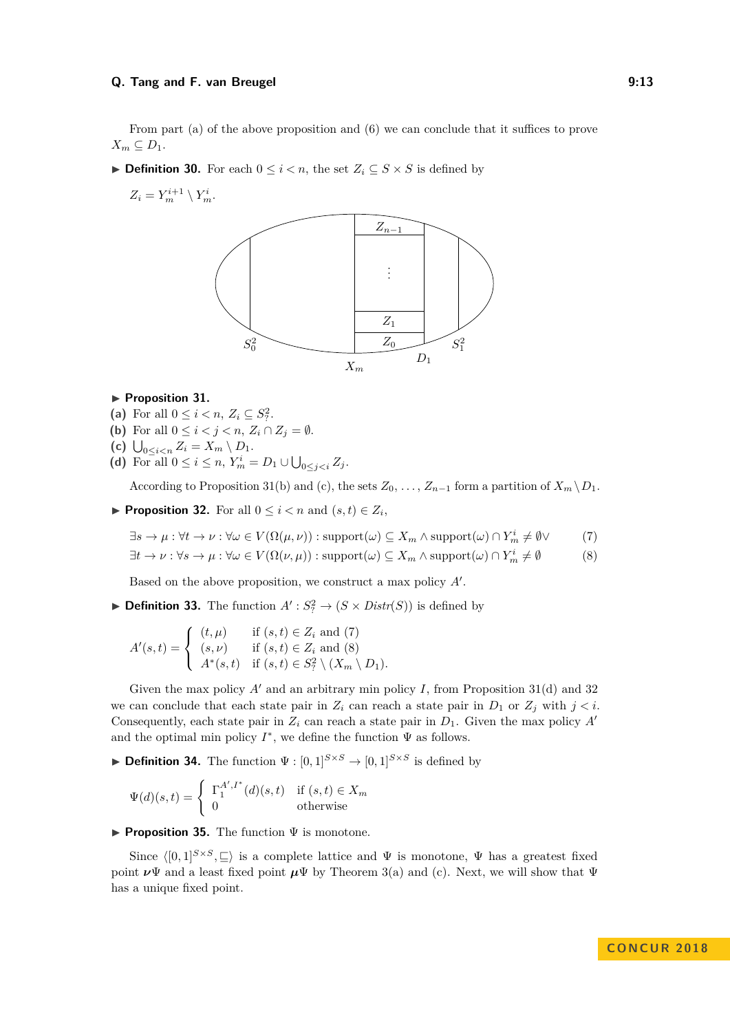From part (a) of the above proposition and (6) we can conclude that it suffices to prove $X_m \subseteq D_1$.

▶ **Definition 30.** For each $0 \leq i < n$, the set $Z_i \subseteq S \times S$ is defined by

$$Z_i = Y_m^{i+1} \setminus Y_m^i.$$

▶ **Proposition 31.**

**(a)** For all $0 \leq i < n$, $Z_i \subseteq S_?^2$.

**(b)** For all $0 \leq i < j < n$, $Z_i \cap Z_j = \emptyset$.

**(c)** $\bigcup_{0 \leq i < n} Z_i = X_m \setminus D_1$.

**(d)** For all $0 \leq i \leq n$, $Y_m^i = D_1 \cup \bigcup_{0 \leq j < i} Z_j$.

According to Proposition 31(b) and (c), the sets $Z_0, \ldots, Z_{n-1}$ form a partition of $X_m \setminus D_1$.

▶ **Proposition 32.** For all $0 \leq i < n$ and $(s,t) \in Z_i$,

$$\exists s \to \mu : \forall t \to \nu : \forall \omega \in V(\Omega(\mu, \nu)) : \text{support}(\omega) \subseteq X_m \wedge \text{support}(\omega) \cap Y_m^i \neq \emptyset \vee \tag{7}$$

$$\exists t \to \nu : \forall s \to \mu : \forall \omega \in V(\Omega(\nu, \mu)) : \text{support}(\omega) \subseteq X_m \wedge \text{support}(\omega) \cap Y_m^i \neq \emptyset \tag{8}$$

Based on the above proposition, we construct a max policy $A'$.

▶ **Definition 33.** The function $A' : S_?^2 \to (S \times \mathit{Distr}(S))$ is defined by

$$A'(s,t) = \begin{cases} (t, \mu) & \text{if } (s,t) \in Z_i \text{ and } (7) \\ (s, \nu) & \text{if } (s,t) \in Z_i \text{ and } (8) \\ A^*(s,t) & \text{if } (s,t) \in S_?^2 \setminus (X_m \setminus D_1). \end{cases}$$

Given the max policy $A'$ and an arbitrary min policy $I$, from Proposition 31(d) and 32 we can conclude that each state pair in $Z_i$ can reach a state pair in $D_1$ or $Z_j$ with $j < i$. Consequently, each state pair in $Z_i$ can reach a state pair in $D_1$. Given the max policy $A'$ and the optimal min policy $I^*$, we define the function $\Psi$ as follows.

▶ **Definition 34.** The function $\Psi : [0,1]^{S \times S} \to [0,1]^{S \times S}$ is defined by

$$\Psi(d)(s,t) = \begin{cases} \Gamma_1^{A',I^*}(d)(s,t) & \text{if } (s,t) \in X_m \\ 0 & \text{otherwise} \end{cases}$$

▶ **Proposition 35.** The function $\Psi$ is monotone.

Since $\langle [0,1]^{S \times S}, \sqsubseteq \rangle$ is a complete lattice and $\Psi$ is monotone, $\Psi$ has a greatest fixed point $\boldsymbol{\nu}\Psi$ and a least fixed point $\boldsymbol{\mu}\Psi$ by Theorem 3(a) and (c). Next, we will show that $\Psi$ has a unique fixed point.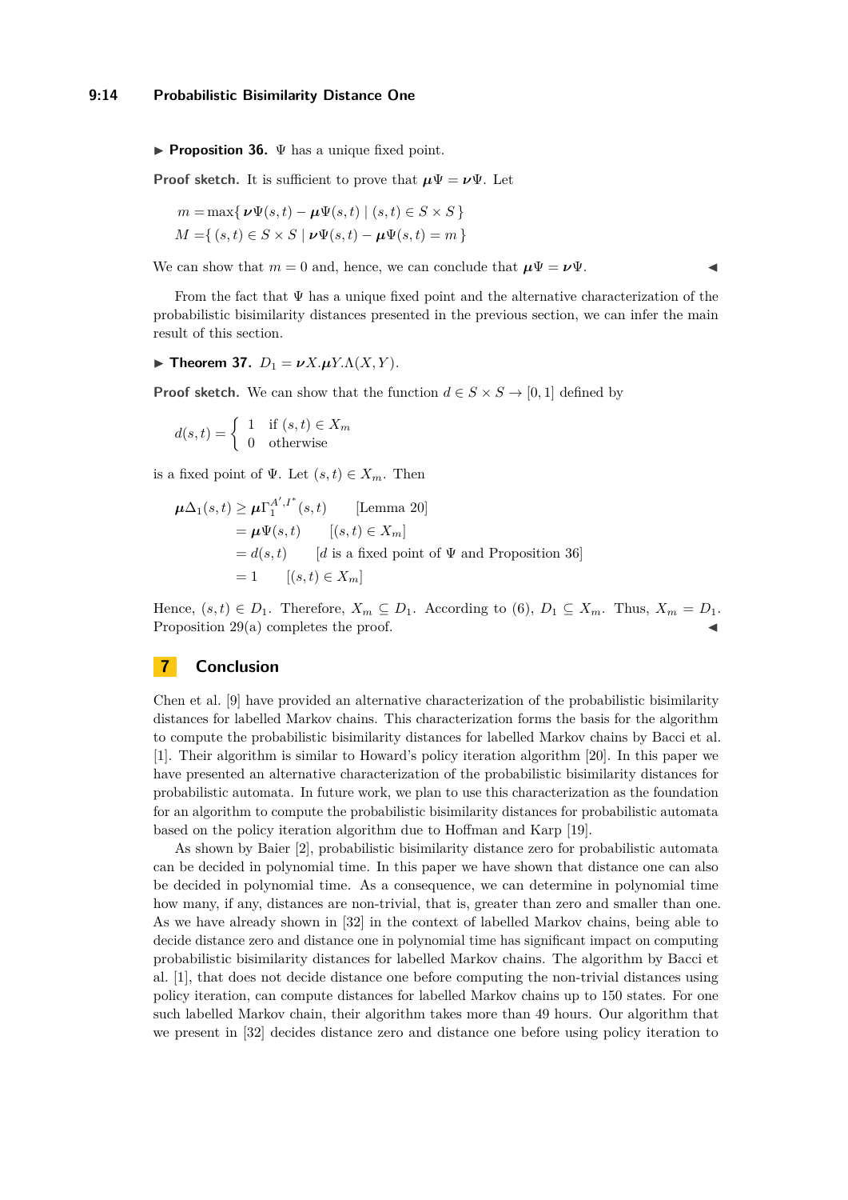▶ **Proposition 36.** $\Psi$ has a unique fixed point.

**Proof sketch.** It is sufficient to prove that $\boldsymbol{\mu}\Psi = \boldsymbol{\nu}\Psi$. Let

$$
\begin{aligned}
m &= \max\{\, \boldsymbol{\nu}\Psi(s,t) - \boldsymbol{\mu}\Psi(s,t) \mid (s,t) \in S \times S \,\} \\
M &= \{\, (s,t) \in S \times S \mid \boldsymbol{\nu}\Psi(s,t) - \boldsymbol{\mu}\Psi(s,t) = m \,\}
\end{aligned}
$$

We can show that $m = 0$ and, hence, we can conclude that $\boldsymbol{\mu}\Psi = \boldsymbol{\nu}\Psi$. ◀

From the fact that $\Psi$ has a unique fixed point and the alternative characterization of the probabilistic bisimilarity distances presented in the previous section, we can infer the main result of this section.

▶ **Theorem 37.** $D_1 = \boldsymbol{\nu}X.\boldsymbol{\mu}Y.\Lambda(X,Y)$.

**Proof sketch.** We can show that the function $d \in S \times S \to [0,1]$ defined by

$$
d(s,t) = \begin{cases} 1 & \text{if } (s,t) \in X_m \\ 0 & \text{otherwise} \end{cases}
$$

is a fixed point of $\Psi$. Let $(s,t) \in X_m$. Then

$$
\begin{aligned}
\boldsymbol{\mu}\Delta_1(s,t) &\geq \boldsymbol{\mu}\Gamma_1^{A',I^*}(s,t) && \text{[Lemma 20]} \\
&= \boldsymbol{\mu}\Psi(s,t) && [(s,t) \in X_m] \\
&= d(s,t) && [d \text{ is a fixed point of } \Psi \text{ and Proposition 36}] \\
&= 1 && [(s,t) \in X_m]
\end{aligned}
$$

Hence, $(s,t) \in D_1$. Therefore, $X_m \subseteq D_1$. According to (6), $D_1 \subseteq X_m$. Thus, $X_m = D_1$. Proposition 29(a) completes the proof. ◀

## 7 Conclusion

Chen et al. [9] have provided an alternative characterization of the probabilistic bisimilarity distances for labelled Markov chains. This characterization forms the basis for the algorithm to compute the probabilistic bisimilarity distances for labelled Markov chains by Bacci et al. [1]. Their algorithm is similar to Howard's policy iteration algorithm [20]. In this paper we have presented an alternative characterization of the probabilistic bisimilarity distances for probabilistic automata. In future work, we plan to use this characterization as the foundation for an algorithm to compute the probabilistic bisimilarity distances for probabilistic automata based on the policy iteration algorithm due to Hoffman and Karp [19].

As shown by Baier [2], probabilistic bisimilarity distance zero for probabilistic automata can be decided in polynomial time. In this paper we have shown that distance one can also be decided in polynomial time. As a consequence, we can determine in polynomial time how many, if any, distances are non-trivial, that is, greater than zero and smaller than one. As we have already shown in [32] in the context of labelled Markov chains, being able to decide distance zero and distance one in polynomial time has significant impact on computing probabilistic bisimilarity distances for labelled Markov chains. The algorithm by Bacci et al. [1], that does not decide distance one before computing the non-trivial distances using policy iteration, can compute distances for labelled Markov chains up to 150 states. For one such labelled Markov chain, their algorithm takes more than 49 hours. Our algorithm that we present in [32] decides distance zero and distance one before using policy iteration to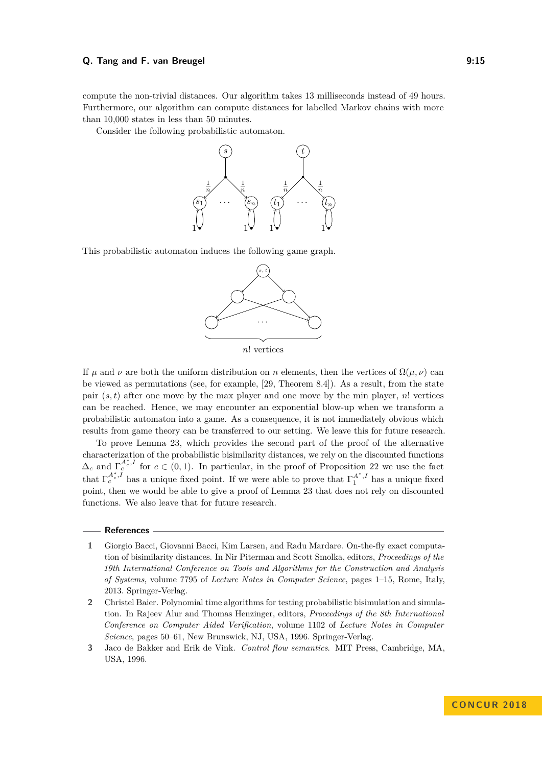compute the non-trivial distances. Our algorithm takes 13 milliseconds instead of 49 hours. Furthermore, our algorithm can compute distances for labelled Markov chains with more than 10,000 states in less than 50 minutes.

Consider the following probabilistic automaton.

This probabilistic automaton induces the following game graph.

$n!$ vertices

If $\mu$ and $\nu$ are both the uniform distribution on $n$ elements, then the vertices of $\Omega(\mu, \nu)$ can be viewed as permutations (see, for example, [29, Theorem 8.4]). As a result, from the state pair $(s, t)$ after one move by the max player and one move by the min player, $n!$ vertices can be reached. Hence, we may encounter an exponential blow-up when we transform a probabilistic automaton into a game. As a consequence, it is not immediately obvious which results from game theory can be transferred to our setting. We leave this for future research.

To prove Lemma 23, which provides the second part of the proof of the alternative characterization of the probabilistic bisimilarity distances, we rely on the discounted functions $\Delta_c$ and $\Gamma_c^{A_c^*, I}$ for $c \in (0, 1)$. In particular, in the proof of Proposition 22 we use the fact that $\Gamma_c^{A_c^*, I}$ has a unique fixed point. If we were able to prove that $\Gamma_1^{A^*, I}$ has a unique fixed point, then we would be able to give a proof of Lemma 23 that does not rely on discounted functions. We also leave that for future research.

## References

1. Giorgio Bacci, Giovanni Bacci, Kim Larsen, and Radu Mardare. On-the-fly exact computation of bisimilarity distances. In Nir Piterman and Scott Smolka, editors, *Proceedings of the 19th International Conference on Tools and Algorithms for the Construction and Analysis of Systems*, volume 7795 of *Lecture Notes in Computer Science*, pages 1–15, Rome, Italy, 2013. Springer-Verlag.
2. Christel Baier. Polynomial time algorithms for testing probabilistic bisimulation and simulation. In Rajeev Alur and Thomas Henzinger, editors, *Proceedings of the 8th International Conference on Computer Aided Verification*, volume 1102 of *Lecture Notes in Computer Science*, pages 50–61, New Brunswick, NJ, USA, 1996. Springer-Verlag.
3. Jaco de Bakker and Erik de Vink. *Control flow semantics*. MIT Press, Cambridge, MA, USA, 1996.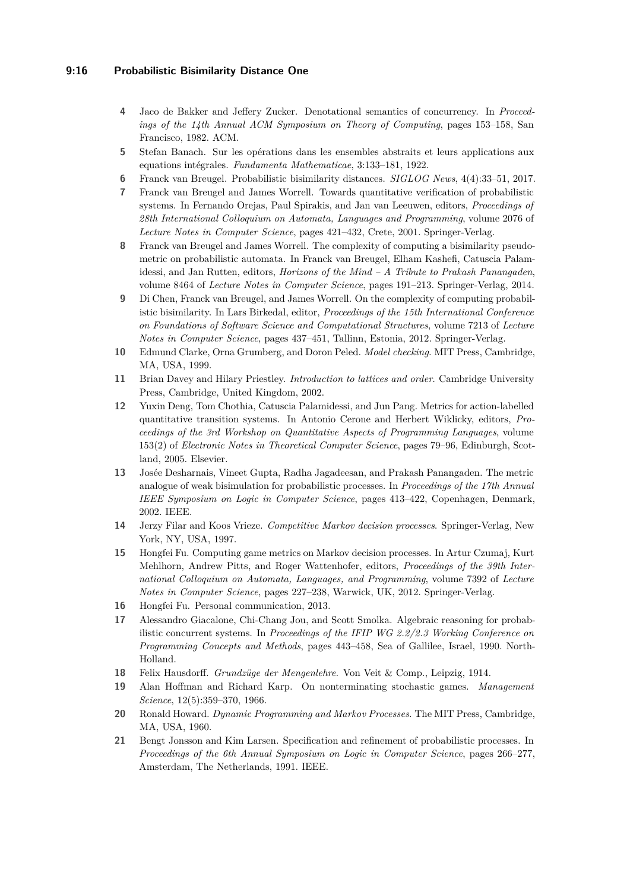4. Jaco de Bakker and Jeffery Zucker. Denotational semantics of concurrency. In *Proceedings of the 14th Annual ACM Symposium on Theory of Computing*, pages 153–158, San Francisco, 1982. ACM.
5. Stefan Banach. Sur les opérations dans les ensembles abstraits et leurs applications aux equations intégrales. *Fundamenta Mathematicae*, 3:133–181, 1922.
6. Franck van Breugel. Probabilistic bisimilarity distances. *SIGLOG News*, 4(4):33–51, 2017.
7. Franck van Breugel and James Worrell. Towards quantitative verification of probabilistic systems. In Fernando Orejas, Paul Spirakis, and Jan van Leeuwen, editors, *Proceedings of 28th International Colloquium on Automata, Languages and Programming*, volume 2076 of *Lecture Notes in Computer Science*, pages 421–432, Crete, 2001. Springer-Verlag.
8. Franck van Breugel and James Worrell. The complexity of computing a bisimilarity pseudometric on probabilistic automata. In Franck van Breugel, Elham Kashefi, Catuscia Palamidessi, and Jan Rutten, editors, *Horizons of the Mind – A Tribute to Prakash Panangaden*, volume 8464 of *Lecture Notes in Computer Science*, pages 191–213. Springer-Verlag, 2014.
9. Di Chen, Franck van Breugel, and James Worrell. On the complexity of computing probabilistic bisimilarity. In Lars Birkedal, editor, *Proceedings of the 15th International Conference on Foundations of Software Science and Computational Structures*, volume 7213 of *Lecture Notes in Computer Science*, pages 437–451, Tallinn, Estonia, 2012. Springer-Verlag.
10. Edmund Clarke, Orna Grumberg, and Doron Peled. *Model checking*. MIT Press, Cambridge, MA, USA, 1999.
11. Brian Davey and Hilary Priestley. *Introduction to lattices and order*. Cambridge University Press, Cambridge, United Kingdom, 2002.
12. Yuxin Deng, Tom Chothia, Catuscia Palamidessi, and Jun Pang. Metrics for action-labelled quantitative transition systems. In Antonio Cerone and Herbert Wiklicky, editors, *Proceedings of the 3rd Workshop on Quantitative Aspects of Programming Languages*, volume 153(2) of *Electronic Notes in Theoretical Computer Science*, pages 79–96, Edinburgh, Scotland, 2005. Elsevier.
13. Josée Desharnais, Vineet Gupta, Radha Jagadeesan, and Prakash Panangaden. The metric analogue of weak bisimulation for probabilistic processes. In *Proceedings of the 17th Annual IEEE Symposium on Logic in Computer Science*, pages 413–422, Copenhagen, Denmark, 2002. IEEE.
14. Jerzy Filar and Koos Vrieze. *Competitive Markov decision processes*. Springer-Verlag, New York, NY, USA, 1997.
15. Hongfei Fu. Computing game metrics on Markov decision processes. In Artur Czumaj, Kurt Mehlhorn, Andrew Pitts, and Roger Wattenhofer, editors, *Proceedings of the 39th International Colloquium on Automata, Languages, and Programming*, volume 7392 of *Lecture Notes in Computer Science*, pages 227–238, Warwick, UK, 2012. Springer-Verlag.
16. Hongfei Fu. Personal communication, 2013.
17. Alessandro Giacalone, Chi-Chang Jou, and Scott Smolka. Algebraic reasoning for probabilistic concurrent systems. In *Proceedings of the IFIP WG 2.2/2.3 Working Conference on Programming Concepts and Methods*, pages 443–458, Sea of Gallilee, Israel, 1990. North-Holland.
18. Felix Hausdorff. *Grundzüge der Mengenlehre*. Von Veit & Comp., Leipzig, 1914.
19. Alan Hoffman and Richard Karp. On nonterminating stochastic games. *Management Science*, 12(5):359–370, 1966.
20. Ronald Howard. *Dynamic Programming and Markov Processes*. The MIT Press, Cambridge, MA, USA, 1960.
21. Bengt Jonsson and Kim Larsen. Specification and refinement of probabilistic processes. In *Proceedings of the 6th Annual Symposium on Logic in Computer Science*, pages 266–277, Amsterdam, The Netherlands, 1991. IEEE.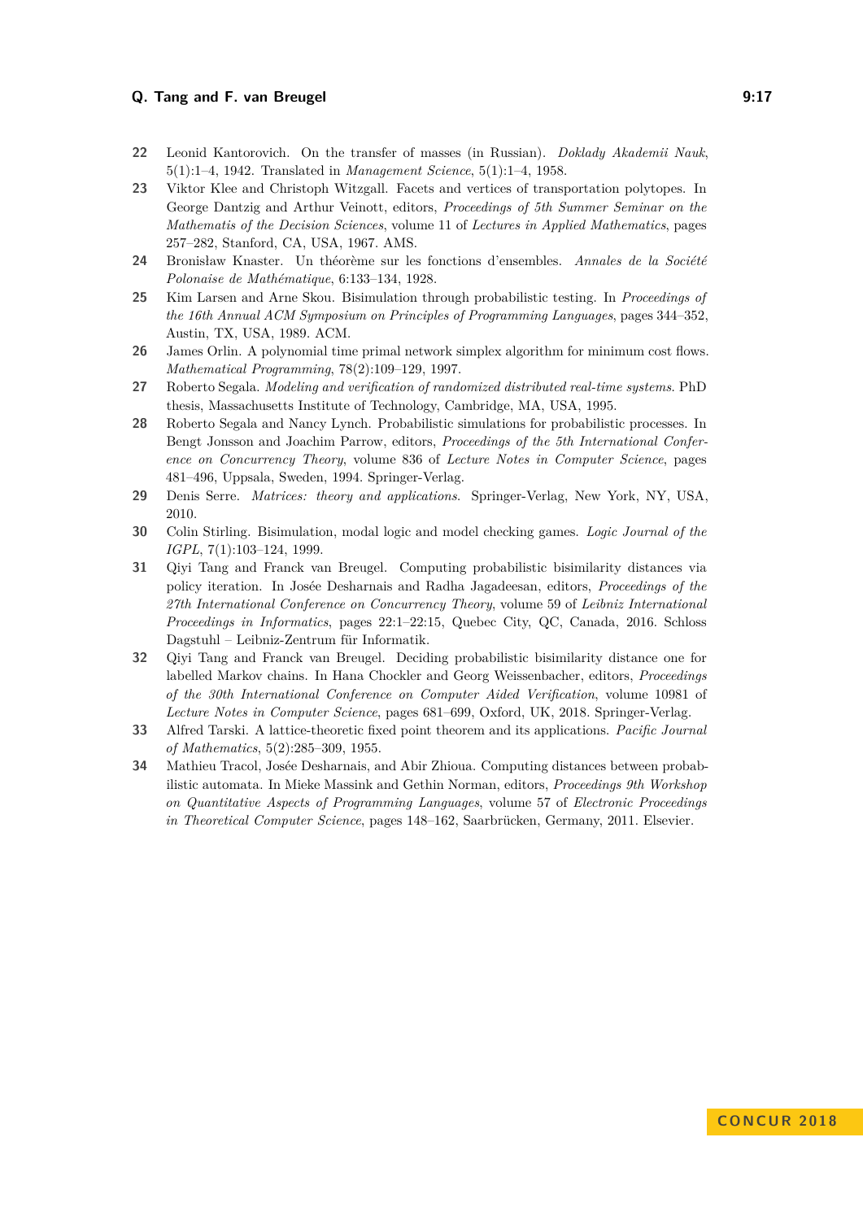22 Leonid Kantorovich. On the transfer of masses (in Russian). *Doklady Akademii Nauk*, 5(1):1–4, 1942. Translated in *Management Science*, 5(1):1–4, 1958.

23 Viktor Klee and Christoph Witzgall. Facets and vertices of transportation polytopes. In George Dantzig and Arthur Veinott, editors, *Proceedings of 5th Summer Seminar on the Mathematis of the Decision Sciences*, volume 11 of *Lectures in Applied Mathematics*, pages 257–282, Stanford, CA, USA, 1967. AMS.

24 Bronisław Knaster. Un théorème sur les fonctions d'ensembles. *Annales de la Société Polonaise de Mathématique*, 6:133–134, 1928.

25 Kim Larsen and Arne Skou. Bisimulation through probabilistic testing. In *Proceedings of the 16th Annual ACM Symposium on Principles of Programming Languages*, pages 344–352, Austin, TX, USA, 1989. ACM.

26 James Orlin. A polynomial time primal network simplex algorithm for minimum cost flows. *Mathematical Programming*, 78(2):109–129, 1997.

27 Roberto Segala. *Modeling and verification of randomized distributed real-time systems*. PhD thesis, Massachusetts Institute of Technology, Cambridge, MA, USA, 1995.

28 Roberto Segala and Nancy Lynch. Probabilistic simulations for probabilistic processes. In Bengt Jonsson and Joachim Parrow, editors, *Proceedings of the 5th International Conference on Concurrency Theory*, volume 836 of *Lecture Notes in Computer Science*, pages 481–496, Uppsala, Sweden, 1994. Springer-Verlag.

29 Denis Serre. *Matrices: theory and applications*. Springer-Verlag, New York, NY, USA, 2010.

30 Colin Stirling. Bisimulation, modal logic and model checking games. *Logic Journal of the IGPL*, 7(1):103–124, 1999.

31 Qiyi Tang and Franck van Breugel. Computing probabilistic bisimilarity distances via policy iteration. In Josée Desharnais and Radha Jagadeesan, editors, *Proceedings of the 27th International Conference on Concurrency Theory*, volume 59 of *Leibniz International Proceedings in Informatics*, pages 22:1–22:15, Quebec City, QC, Canada, 2016. Schloss Dagstuhl – Leibniz-Zentrum für Informatik.

32 Qiyi Tang and Franck van Breugel. Deciding probabilistic bisimilarity distance one for labelled Markov chains. In Hana Chockler and Georg Weissenbacher, editors, *Proceedings of the 30th International Conference on Computer Aided Verification*, volume 10981 of *Lecture Notes in Computer Science*, pages 681–699, Oxford, UK, 2018. Springer-Verlag.

33 Alfred Tarski. A lattice-theoretic fixed point theorem and its applications. *Pacific Journal of Mathematics*, 5(2):285–309, 1955.

34 Mathieu Tracol, Josée Desharnais, and Abir Zhioua. Computing distances between probabilistic automata. In Mieke Massink and Gethin Norman, editors, *Proceedings 9th Workshop on Quantitative Aspects of Programming Languages*, volume 57 of *Electronic Proceedings in Theoretical Computer Science*, pages 148–162, Saarbrücken, Germany, 2011. Elsevier.